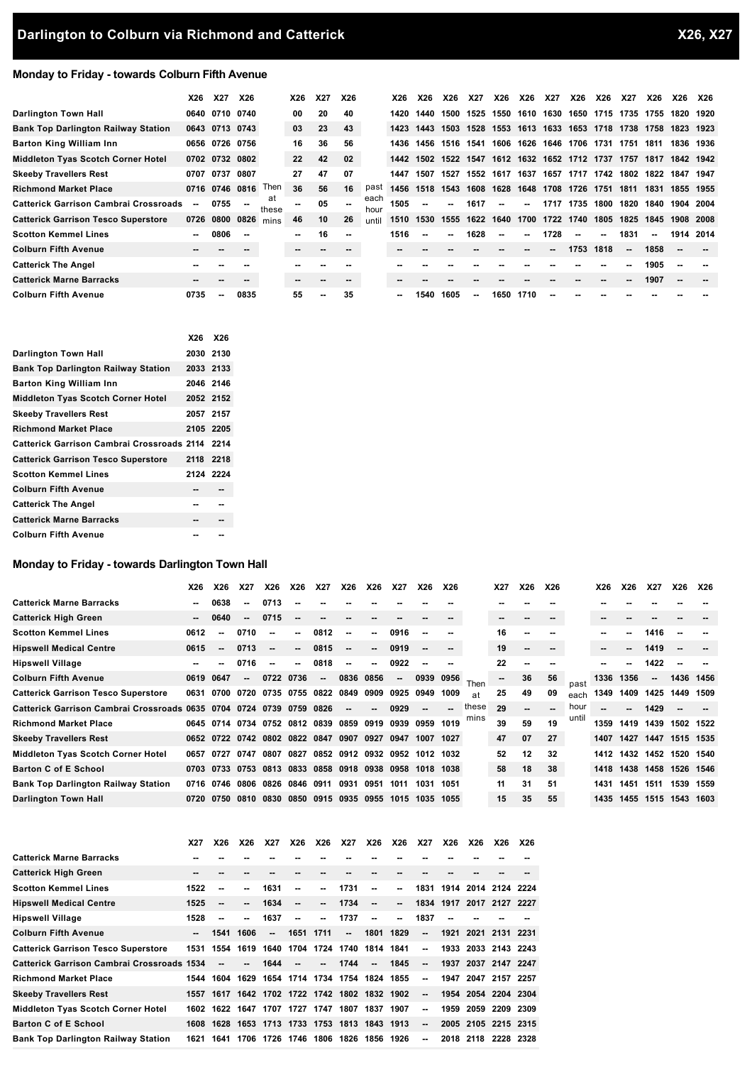# Darlington to Colburn via Richmond and Catterick

X26, X27

## Monday to Friday - towards Colburn Fifth Avenue

| | X26 | X27 | X26 | | X26 | X27 | X26 | | X26 | X26 | X26 | X27 | X26 | X26 | X27 | X26 | X26 | X27 | X26 | X26 | X26 |
|---|---|---|---|---|---|---|---|---|---|---|---|---|---|---|---|---|---|---|---|---|---|
| Darlington Town Hall | 0640 | 0710 | 0740 | Then at these mins | 00 | 20 | 40 | past each hour until | 1420 | 1440 | 1500 | 1525 | 1550 | 1610 | 1630 | 1650 | 1715 | 1735 | 1755 | 1820 | 1920 |
| Bank Top Darlington Railway Station | 0643 | 0713 | 0743 | | 03 | 23 | 43 | | 1423 | 1443 | 1503 | 1528 | 1553 | 1613 | 1633 | 1653 | 1718 | 1738 | 1758 | 1823 | 1923 |
| Barton King William Inn | 0656 | 0726 | 0756 | | 16 | 36 | 56 | | 1436 | 1456 | 1516 | 1541 | 1606 | 1626 | 1646 | 1706 | 1731 | 1751 | 1811 | 1836 | 1936 |
| Middleton Tyas Scotch Corner Hotel | 0702 | 0732 | 0802 | | 22 | 42 | 02 | | 1442 | 1502 | 1522 | 1547 | 1612 | 1632 | 1652 | 1712 | 1737 | 1757 | 1817 | 1842 | 1942 |
| Skeeby Travellers Rest | 0707 | 0737 | 0807 | | 27 | 47 | 07 | | 1447 | 1507 | 1527 | 1552 | 1617 | 1637 | 1657 | 1717 | 1742 | 1802 | 1822 | 1847 | 1947 |
| Richmond Market Place | 0716 | 0746 | 0816 | | 36 | 56 | 16 | | 1456 | 1518 | 1543 | 1608 | 1628 | 1648 | 1708 | 1726 | 1751 | 1811 | 1831 | 1855 | 1955 |
| Catterick Garrison Cambrai Crossroads | -- | 0755 | -- | | -- | 05 | -- | | 1505 | -- | -- | 1617 | -- | -- | 1717 | 1735 | 1800 | 1820 | 1840 | 1904 | 2004 |
| Catterick Garrison Tesco Superstore | 0726 | 0800 | 0826 | | 46 | 10 | 26 | | 1510 | 1530 | 1555 | 1622 | 1640 | 1700 | 1722 | 1740 | 1805 | 1825 | 1845 | 1908 | 2008 |
| Scotton Kemmel Lines | -- | 0806 | -- | | -- | 16 | -- | | 1516 | -- | -- | 1628 | -- | -- | 1728 | -- | -- | 1831 | -- | 1914 | 2014 |
| Colburn Fifth Avenue | -- | -- | -- | | -- | -- | -- | | -- | -- | -- | -- | -- | -- | -- | 1753 | 1818 | -- | 1858 | -- | -- |
| Catterick The Angel | -- | -- | -- | | -- | -- | -- | | -- | -- | -- | -- | -- | -- | -- | -- | -- | -- | 1905 | -- | -- |
| Catterick Marne Barracks | -- | -- | -- | | -- | -- | -- | | -- | -- | -- | -- | -- | -- | -- | -- | -- | -- | 1907 | -- | -- |
| Colburn Fifth Avenue | 0735 | -- | 0835 | | 55 | -- | 35 | | -- | 1540 | 1605 | -- | 1650 | 1710 | -- | -- | -- | -- | -- | -- | -- |

| | X26 | X26 |
|---|---|---|
| Darlington Town Hall | 2030 | 2130 |
| Bank Top Darlington Railway Station | 2033 | 2133 |
| Barton King William Inn | 2046 | 2146 |
| Middleton Tyas Scotch Corner Hotel | 2052 | 2152 |
| Skeeby Travellers Rest | 2057 | 2157 |
| Richmond Market Place | 2105 | 2205 |
| Catterick Garrison Cambrai Crossroads | 2114 | 2214 |
| Catterick Garrison Tesco Superstore | 2118 | 2218 |
| Scotton Kemmel Lines | 2124 | 2224 |
| Colburn Fifth Avenue | -- | -- |
| Catterick The Angel | -- | -- |
| Catterick Marne Barracks | -- | -- |
| Colburn Fifth Avenue | -- | -- |

## Monday to Friday - towards Darlington Town Hall

| | X26 | X26 | X27 | X26 | X26 | X27 | X26 | X26 | X27 | X26 | X26 | | X27 | X26 | X26 | | X26 | X26 | X27 | X26 | X26 |
|---|---|---|---|---|---|---|---|---|---|---|---|---|---|---|---|---|---|---|---|---|---|
| Catterick Marne Barracks | -- | 0638 | -- | 0713 | -- | -- | -- | -- | -- | -- | -- | Then at these mins | -- | -- | -- | past each hour until | -- | -- | -- | -- | -- |
| Catterick High Green | -- | 0640 | -- | 0715 | -- | -- | -- | -- | -- | -- | -- | | -- | -- | -- | | -- | -- | -- | -- | -- |
| Scotton Kemmel Lines | 0612 | -- | 0710 | -- | -- | 0812 | -- | -- | 0916 | -- | -- | | 16 | -- | -- | | -- | -- | 1416 | -- | -- |
| Hipswell Medical Centre | 0615 | -- | 0713 | -- | -- | 0815 | -- | -- | 0919 | -- | -- | | 19 | -- | -- | | -- | -- | 1419 | -- | -- |
| Hipswell Village | -- | -- | 0716 | -- | -- | 0818 | -- | -- | 0922 | -- | -- | | 22 | -- | -- | | -- | -- | 1422 | -- | -- |
| Colburn Fifth Avenue | 0619 | 0647 | -- | 0722 | 0736 | -- | 0836 | 0856 | -- | 0939 | 0956 | | -- | 36 | 56 | | 1336 | 1356 | -- | 1436 | 1456 |
| Catterick Garrison Tesco Superstore | 0631 | 0700 | 0720 | 0735 | 0755 | 0822 | 0849 | 0909 | 0925 | 0949 | 1009 | | 25 | 49 | 09 | | 1349 | 1409 | 1425 | 1449 | 1509 |
| Catterick Garrison Cambrai Crossroads | 0635 | 0704 | 0724 | 0739 | 0759 | 0826 | -- | -- | 0929 | -- | -- | | 29 | -- | -- | | -- | -- | 1429 | -- | -- |
| Richmond Market Place | 0645 | 0714 | 0734 | 0752 | 0812 | 0839 | 0859 | 0919 | 0939 | 0959 | 1019 | | 39 | 59 | 19 | | 1359 | 1419 | 1439 | 1502 | 1522 |
| Skeeby Travellers Rest | 0652 | 0722 | 0742 | 0802 | 0822 | 0847 | 0907 | 0927 | 0947 | 1007 | 1027 | | 47 | 07 | 27 | | 1407 | 1427 | 1447 | 1515 | 1535 |
| Middleton Tyas Scotch Corner Hotel | 0657 | 0727 | 0747 | 0807 | 0827 | 0852 | 0912 | 0932 | 0952 | 1012 | 1032 | | 52 | 12 | 32 | | 1412 | 1432 | 1452 | 1520 | 1540 |
| Barton C of E School | 0703 | 0733 | 0753 | 0813 | 0833 | 0858 | 0918 | 0938 | 0958 | 1018 | 1038 | | 58 | 18 | 38 | | 1418 | 1438 | 1458 | 1526 | 1546 |
| Bank Top Darlington Railway Station | 0716 | 0746 | 0806 | 0826 | 0846 | 0911 | 0931 | 0951 | 1011 | 1031 | 1051 | | 11 | 31 | 51 | | 1431 | 1451 | 1511 | 1539 | 1559 |
| Darlington Town Hall | 0720 | 0750 | 0810 | 0830 | 0850 | 0915 | 0935 | 0955 | 1015 | 1035 | 1055 | | 15 | 35 | 55 | | 1435 | 1455 | 1515 | 1543 | 1603 |

| | X27 | X26 | X26 | X27 | X26 | X26 | X27 | X26 | X26 | X27 | X26 | X26 | X26 | X26 |
|---|---|---|---|---|---|---|---|---|---|---|---|---|---|---|
| Catterick Marne Barracks | -- | -- | -- | -- | -- | -- | -- | -- | -- | -- | -- | -- | -- | -- |
| Catterick High Green | -- | -- | -- | -- | -- | -- | -- | -- | -- | -- | -- | -- | -- | -- |
| Scotton Kemmel Lines | 1522 | -- | -- | 1631 | -- | -- | 1731 | -- | -- | 1831 | 1914 | 2014 | 2124 | 2224 |
| Hipswell Medical Centre | 1525 | -- | -- | 1634 | -- | -- | 1734 | -- | -- | 1834 | 1917 | 2017 | 2127 | 2227 |
| Hipswell Village | 1528 | -- | -- | 1637 | -- | -- | 1737 | -- | -- | 1837 | -- | -- | -- | -- |
| Colburn Fifth Avenue | -- | 1541 | 1606 | -- | 1651 | 1711 | -- | 1801 | 1829 | -- | 1921 | 2021 | 2131 | 2231 |
| Catterick Garrison Tesco Superstore | 1531 | 1554 | 1619 | 1640 | 1704 | 1724 | 1740 | 1814 | 1841 | -- | 1933 | 2033 | 2143 | 2243 |
| Catterick Garrison Cambrai Crossroads | 1534 | -- | -- | 1644 | -- | -- | 1744 | -- | 1845 | -- | 1937 | 2037 | 2147 | 2247 |
| Richmond Market Place | 1544 | 1604 | 1629 | 1654 | 1714 | 1734 | 1754 | 1824 | 1855 | -- | 1947 | 2047 | 2157 | 2257 |
| Skeeby Travellers Rest | 1557 | 1617 | 1642 | 1702 | 1722 | 1742 | 1802 | 1832 | 1902 | -- | 1954 | 2054 | 2204 | 2304 |
| Middleton Tyas Scotch Corner Hotel | 1602 | 1622 | 1647 | 1707 | 1727 | 1747 | 1807 | 1837 | 1907 | -- | 1959 | 2059 | 2209 | 2309 |
| Barton C of E School | 1608 | 1628 | 1653 | 1713 | 1733 | 1753 | 1813 | 1843 | 1913 | -- | 2005 | 2105 | 2215 | 2315 |
| Bank Top Darlington Railway Station | 1621 | 1641 | 1706 | 1726 | 1746 | 1806 | 1826 | 1856 | 1926 | -- | 2018 | 2118 | 2228 | 2328 |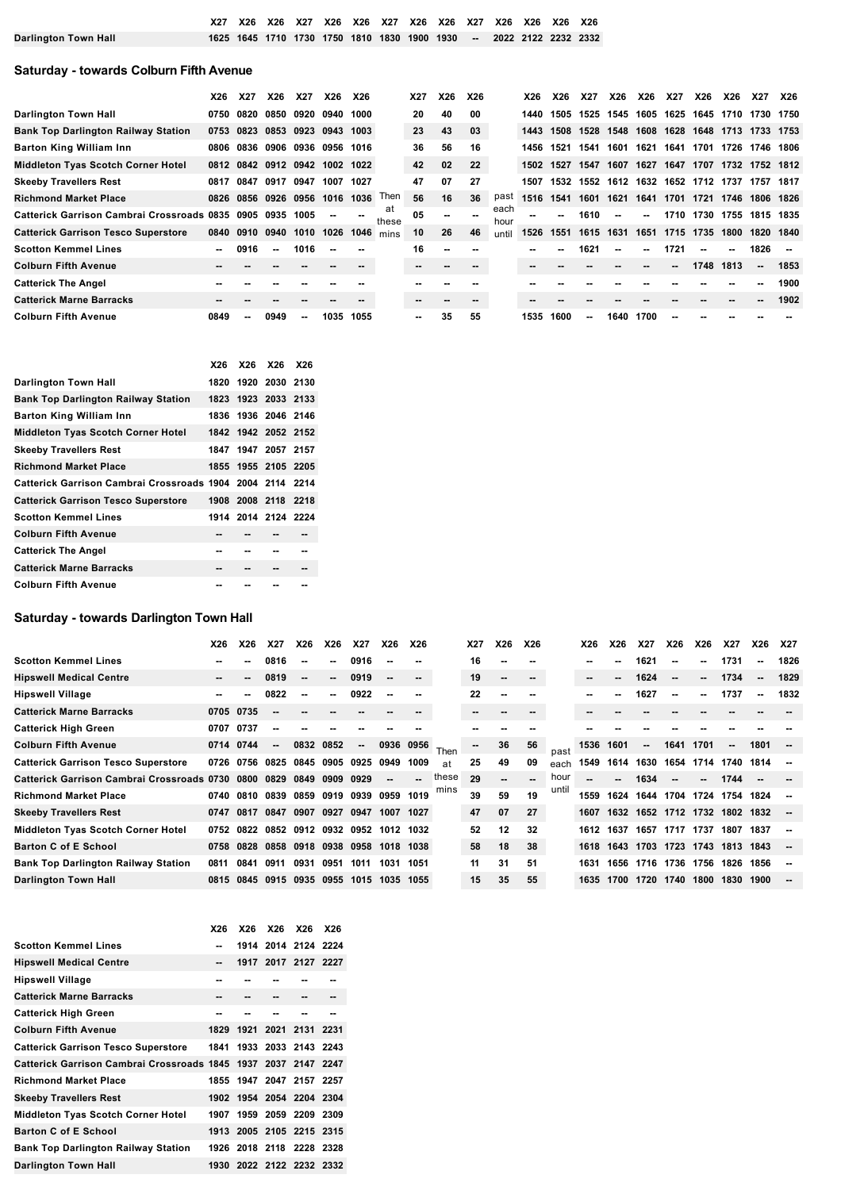| | X27 | X26 | X26 | X27 | X26 | X26 | X27 | X26 | X26 | X27 | X26 | X26 | X26 | X26 |
|---|---|---|---|---|---|---|---|---|---|---|---|---|---|---|
| Darlington Town Hall | 1625 | 1645 | 1710 | 1730 | 1750 | 1810 | 1830 | 1900 | 1930 | -- | 2022 | 2122 | 2232 | 2332 |

## Saturday - towards Colburn Fifth Avenue

| | X26 | X27 | X26 | X27 | X26 | X26 | | X27 | X26 | X26 | | X26 | X26 | X27 | X26 | X26 | X27 | X26 | X26 | X27 | X26 |
|---|---|---|---|---|---|---|---|---|---|---|---|---|---|---|---|---|---|---|---|---|---|
| Darlington Town Hall | 0750 | 0820 | 0850 | 0920 | 0940 | 1000 | | 20 | 40 | 00 | | 1440 | 1505 | 1525 | 1545 | 1605 | 1625 | 1645 | 1710 | 1730 | 1750 |
| Bank Top Darlington Railway Station | 0753 | 0823 | 0853 | 0923 | 0943 | 1003 | | 23 | 43 | 03 | | 1443 | 1508 | 1528 | 1548 | 1608 | 1628 | 1648 | 1713 | 1733 | 1753 |
| Barton King William Inn | 0806 | 0836 | 0906 | 0936 | 0956 | 1016 | | 36 | 56 | 16 | | 1456 | 1521 | 1541 | 1601 | 1621 | 1641 | 1701 | 1726 | 1746 | 1806 |
| Middleton Tyas Scotch Corner Hotel | 0812 | 0842 | 0912 | 0942 | 1002 | 1022 | | 42 | 02 | 22 | | 1502 | 1527 | 1547 | 1607 | 1627 | 1647 | 1707 | 1732 | 1752 | 1812 |
| Skeeby Travellers Rest | 0817 | 0847 | 0917 | 0947 | 1007 | 1027 | | 47 | 07 | 27 | | 1507 | 1532 | 1552 | 1612 | 1632 | 1652 | 1712 | 1737 | 1757 | 1817 |
| Richmond Market Place | 0826 | 0856 | 0926 | 0956 | 1016 | 1036 | Then at these mins | 56 | 16 | 36 | past each hour until | 1516 | 1541 | 1601 | 1621 | 1641 | 1701 | 1721 | 1746 | 1806 | 1826 |
| Catterick Garrison Cambrai Crossroads | 0835 | 0905 | 0935 | 1005 | -- | -- | | 05 | -- | -- | | -- | -- | 1610 | -- | -- | 1710 | 1730 | 1755 | 1815 | 1835 |
| Catterick Garrison Tesco Superstore | 0840 | 0910 | 0940 | 1010 | 1026 | 1046 | | 10 | 26 | 46 | | 1526 | 1551 | 1615 | 1631 | 1651 | 1715 | 1735 | 1800 | 1820 | 1840 |
| Scotton Kemmel Lines | -- | 0916 | -- | 1016 | -- | -- | | 16 | -- | -- | | -- | -- | 1621 | -- | -- | 1721 | -- | -- | 1826 | -- |
| Colburn Fifth Avenue | -- | -- | -- | -- | -- | -- | | -- | -- | -- | | -- | -- | -- | -- | -- | -- | 1748 | 1813 | -- | 1853 |
| Catterick The Angel | -- | -- | -- | -- | -- | -- | | -- | -- | -- | | -- | -- | -- | -- | -- | -- | -- | -- | -- | 1900 |
| Catterick Marne Barracks | -- | -- | -- | -- | -- | -- | | -- | -- | -- | | -- | -- | -- | -- | -- | -- | -- | -- | -- | 1902 |
| Colburn Fifth Avenue | 0849 | -- | 0949 | -- | 1035 | 1055 | | -- | 35 | 55 | | 1535 | 1600 | -- | 1640 | 1700 | -- | -- | -- | -- | -- |

| | X26 | X26 | X26 | X26 |
|---|---|---|---|---|
| Darlington Town Hall | 1820 | 1920 | 2030 | 2130 |
| Bank Top Darlington Railway Station | 1823 | 1923 | 2033 | 2133 |
| Barton King William Inn | 1836 | 1936 | 2046 | 2146 |
| Middleton Tyas Scotch Corner Hotel | 1842 | 1942 | 2052 | 2152 |
| Skeeby Travellers Rest | 1847 | 1947 | 2057 | 2157 |
| Richmond Market Place | 1855 | 1955 | 2105 | 2205 |
| Catterick Garrison Cambrai Crossroads | 1904 | 2004 | 2114 | 2214 |
| Catterick Garrison Tesco Superstore | 1908 | 2008 | 2118 | 2218 |
| Scotton Kemmel Lines | 1914 | 2014 | 2124 | 2224 |
| Colburn Fifth Avenue | -- | -- | -- | -- |
| Catterick The Angel | -- | -- | -- | -- |
| Catterick Marne Barracks | -- | -- | -- | -- |
| Colburn Fifth Avenue | -- | -- | -- | -- |

## Saturday - towards Darlington Town Hall

| | X26 | X26 | X27 | X26 | X26 | X27 | X26 | X26 | | X27 | X26 | X26 | | X26 | X26 | X27 | X26 | X26 | X27 | X26 | X27 |
|---|---|---|---|---|---|---|---|---|---|---|---|---|---|---|---|---|---|---|---|---|---|
| Scotton Kemmel Lines | -- | -- | 0816 | -- | -- | 0916 | -- | -- | | 16 | -- | -- | | -- | -- | 1621 | -- | -- | 1731 | -- | 1826 |
| Hipswell Medical Centre | -- | -- | 0819 | -- | -- | 0919 | -- | -- | | 19 | -- | -- | | -- | -- | 1624 | -- | -- | 1734 | -- | 1829 |
| Hipswell Village | -- | -- | 0822 | -- | -- | 0922 | -- | -- | | 22 | -- | -- | | -- | -- | 1627 | -- | -- | 1737 | -- | 1832 |
| Catterick Marne Barracks | 0705 | 0735 | -- | -- | -- | -- | -- | -- | | -- | -- | -- | | -- | -- | -- | -- | -- | -- | -- | -- |
| Catterick High Green | 0707 | 0737 | -- | -- | -- | -- | -- | -- | | -- | -- | -- | | -- | -- | -- | -- | -- | -- | -- | -- |
| Colburn Fifth Avenue | 0714 | 0744 | -- | 0832 | 0852 | -- | 0936 | 0956 | Then at these mins | -- | 36 | 56 | past each hour until | 1536 | 1601 | -- | 1641 | 1701 | -- | 1801 | -- |
| Catterick Garrison Tesco Superstore | 0726 | 0756 | 0825 | 0845 | 0905 | 0925 | 0949 | 1009 | | 25 | 49 | 09 | | 1549 | 1614 | 1630 | 1654 | 1714 | 1740 | 1814 | -- |
| Catterick Garrison Cambrai Crossroads | 0730 | 0800 | 0829 | 0849 | 0909 | 0929 | -- | -- | | 29 | -- | -- | | -- | -- | 1634 | -- | -- | 1744 | -- | -- |
| Richmond Market Place | 0740 | 0810 | 0839 | 0859 | 0919 | 0939 | 0959 | 1019 | | 39 | 59 | 19 | | 1559 | 1624 | 1644 | 1704 | 1724 | 1754 | 1824 | -- |
| Skeeby Travellers Rest | 0747 | 0817 | 0847 | 0907 | 0927 | 0947 | 1007 | 1027 | | 47 | 07 | 27 | | 1607 | 1632 | 1652 | 1712 | 1732 | 1802 | 1832 | -- |
| Middleton Tyas Scotch Corner Hotel | 0752 | 0822 | 0852 | 0912 | 0932 | 0952 | 1012 | 1032 | | 52 | 12 | 32 | | 1612 | 1637 | 1657 | 1717 | 1737 | 1807 | 1837 | -- |
| Barton C of E School | 0758 | 0828 | 0858 | 0918 | 0938 | 0958 | 1018 | 1038 | | 58 | 18 | 38 | | 1618 | 1643 | 1703 | 1723 | 1743 | 1813 | 1843 | -- |
| Bank Top Darlington Railway Station | 0811 | 0841 | 0911 | 0931 | 0951 | 1011 | 1031 | 1051 | | 11 | 31 | 51 | | 1631 | 1656 | 1716 | 1736 | 1756 | 1826 | 1856 | -- |
| Darlington Town Hall | 0815 | 0845 | 0915 | 0935 | 0955 | 1015 | 1035 | 1055 | | 15 | 35 | 55 | | 1635 | 1700 | 1720 | 1740 | 1800 | 1830 | 1900 | -- |

| | X26 | X26 | X26 | X26 | X26 |
|---|---|---|---|---|---|
| Scotton Kemmel Lines | -- | 1914 | 2014 | 2124 | 2224 |
| Hipswell Medical Centre | -- | 1917 | 2017 | 2127 | 2227 |
| Hipswell Village | -- | -- | -- | -- | -- |
| Catterick Marne Barracks | -- | -- | -- | -- | -- |
| Catterick High Green | -- | -- | -- | -- | -- |
| Colburn Fifth Avenue | 1829 | 1921 | 2021 | 2131 | 2231 |
| Catterick Garrison Tesco Superstore | 1841 | 1933 | 2033 | 2143 | 2243 |
| Catterick Garrison Cambrai Crossroads | 1845 | 1937 | 2037 | 2147 | 2247 |
| Richmond Market Place | 1855 | 1947 | 2047 | 2157 | 2257 |
| Skeeby Travellers Rest | 1902 | 1954 | 2054 | 2204 | 2304 |
| Middleton Tyas Scotch Corner Hotel | 1907 | 1959 | 2059 | 2209 | 2309 |
| Barton C of E School | 1913 | 2005 | 2105 | 2215 | 2315 |
| Bank Top Darlington Railway Station | 1926 | 2018 | 2118 | 2228 | 2328 |
| Darlington Town Hall | 1930 | 2022 | 2122 | 2232 | 2332 |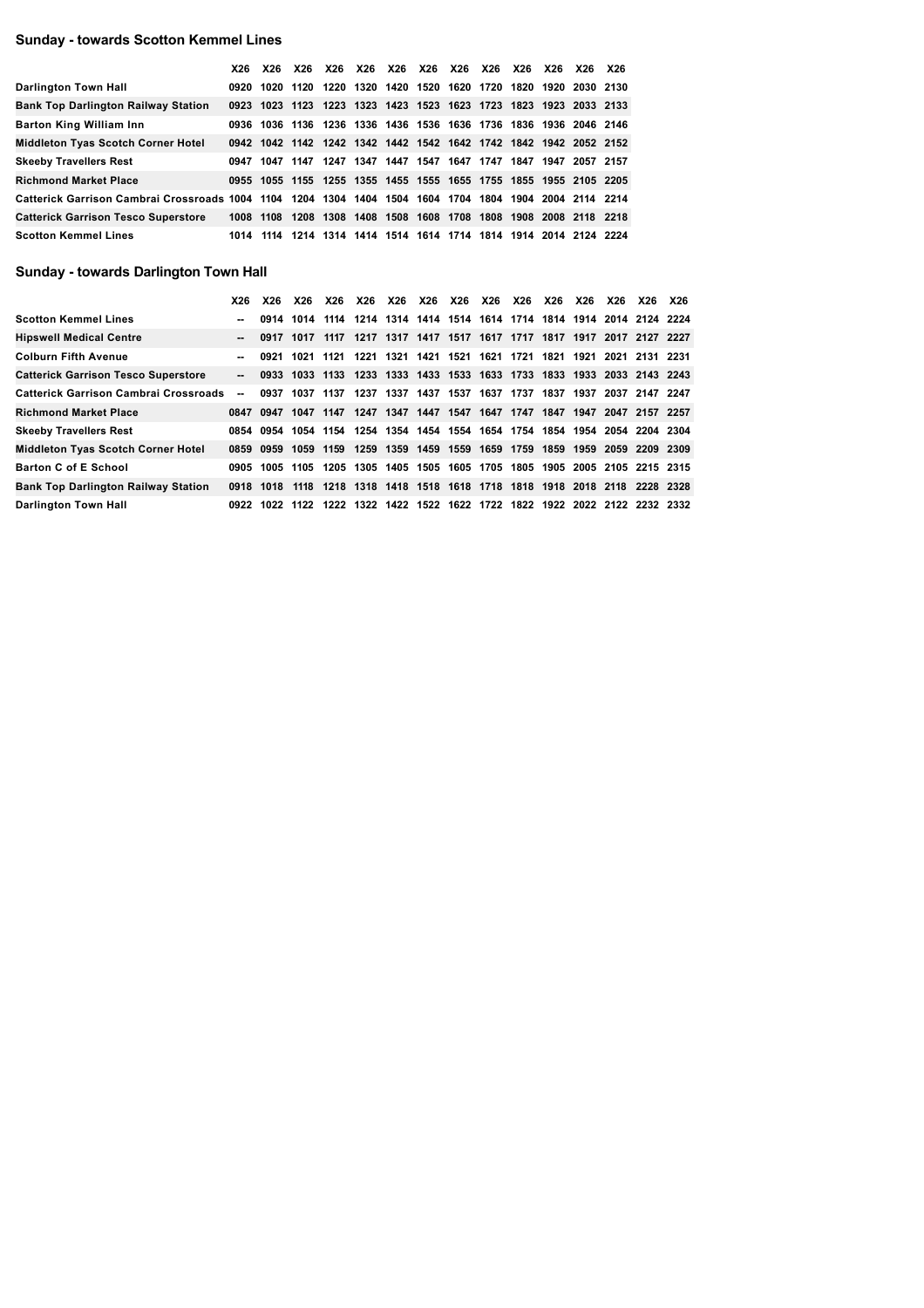## Sunday - towards Scotton Kemmel Lines

| | X26 | X26 | X26 | X26 | X26 | X26 | X26 | X26 | X26 | X26 | X26 | X26 | X26 |
|---|---|---|---|---|---|---|---|---|---|---|---|---|---|
| **Darlington Town Hall** | 0920 | 1020 | 1120 | 1220 | 1320 | 1420 | 1520 | 1620 | 1720 | 1820 | 1920 | 2030 | 2130 |
| **Bank Top Darlington Railway Station** | 0923 | 1023 | 1123 | 1223 | 1323 | 1423 | 1523 | 1623 | 1723 | 1823 | 1923 | 2033 | 2133 |
| **Barton King William Inn** | 0936 | 1036 | 1136 | 1236 | 1336 | 1436 | 1536 | 1636 | 1736 | 1836 | 1936 | 2046 | 2146 |
| **Middleton Tyas Scotch Corner Hotel** | 0942 | 1042 | 1142 | 1242 | 1342 | 1442 | 1542 | 1642 | 1742 | 1842 | 1942 | 2052 | 2152 |
| **Skeeby Travellers Rest** | 0947 | 1047 | 1147 | 1247 | 1347 | 1447 | 1547 | 1647 | 1747 | 1847 | 1947 | 2057 | 2157 |
| **Richmond Market Place** | 0955 | 1055 | 1155 | 1255 | 1355 | 1455 | 1555 | 1655 | 1755 | 1855 | 1955 | 2105 | 2205 |
| **Catterick Garrison Cambrai Crossroads** | 1004 | 1104 | 1204 | 1304 | 1404 | 1504 | 1604 | 1704 | 1804 | 1904 | 2004 | 2114 | 2214 |
| **Catterick Garrison Tesco Superstore** | 1008 | 1108 | 1208 | 1308 | 1408 | 1508 | 1608 | 1708 | 1808 | 1908 | 2008 | 2118 | 2218 |
| **Scotton Kemmel Lines** | 1014 | 1114 | 1214 | 1314 | 1414 | 1514 | 1614 | 1714 | 1814 | 1914 | 2014 | 2124 | 2224 |

## Sunday - towards Darlington Town Hall

| | X26 | X26 | X26 | X26 | X26 | X26 | X26 | X26 | X26 | X26 | X26 | X26 | X26 | X26 | X26 |
|---|---|---|---|---|---|---|---|---|---|---|---|---|---|---|---|
| **Scotton Kemmel Lines** | -- | 0914 | 1014 | 1114 | 1214 | 1314 | 1414 | 1514 | 1614 | 1714 | 1814 | 1914 | 2014 | 2124 | 2224 |
| **Hipswell Medical Centre** | -- | 0917 | 1017 | 1117 | 1217 | 1317 | 1417 | 1517 | 1617 | 1717 | 1817 | 1917 | 2017 | 2127 | 2227 |
| **Colburn Fifth Avenue** | -- | 0921 | 1021 | 1121 | 1221 | 1321 | 1421 | 1521 | 1621 | 1721 | 1821 | 1921 | 2021 | 2131 | 2231 |
| **Catterick Garrison Tesco Superstore** | -- | 0933 | 1033 | 1133 | 1233 | 1333 | 1433 | 1533 | 1633 | 1733 | 1833 | 1933 | 2033 | 2143 | 2243 |
| **Catterick Garrison Cambrai Crossroads** | -- | 0937 | 1037 | 1137 | 1237 | 1337 | 1437 | 1537 | 1637 | 1737 | 1837 | 1937 | 2037 | 2147 | 2247 |
| **Richmond Market Place** | 0847 | 0947 | 1047 | 1147 | 1247 | 1347 | 1447 | 1547 | 1647 | 1747 | 1847 | 1947 | 2047 | 2157 | 2257 |
| **Skeeby Travellers Rest** | 0854 | 0954 | 1054 | 1154 | 1254 | 1354 | 1454 | 1554 | 1654 | 1754 | 1854 | 1954 | 2054 | 2204 | 2304 |
| **Middleton Tyas Scotch Corner Hotel** | 0859 | 0959 | 1059 | 1159 | 1259 | 1359 | 1459 | 1559 | 1659 | 1759 | 1859 | 1959 | 2059 | 2209 | 2309 |
| **Barton C of E School** | 0905 | 1005 | 1105 | 1205 | 1305 | 1405 | 1505 | 1605 | 1705 | 1805 | 1905 | 2005 | 2105 | 2215 | 2315 |
| **Bank Top Darlington Railway Station** | 0918 | 1018 | 1118 | 1218 | 1318 | 1418 | 1518 | 1618 | 1718 | 1818 | 1918 | 2018 | 2118 | 2228 | 2328 |
| **Darlington Town Hall** | 0922 | 1022 | 1122 | 1222 | 1322 | 1422 | 1522 | 1622 | 1722 | 1822 | 1922 | 2022 | 2122 | 2232 | 2332 |